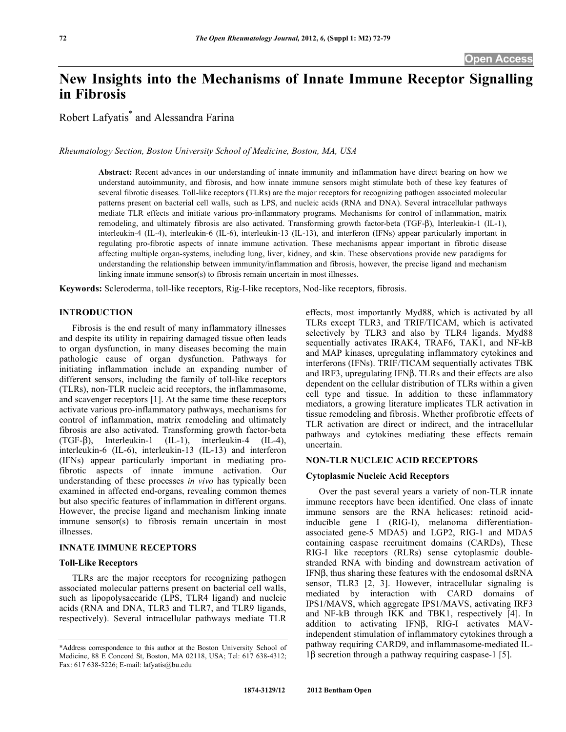# New Insights into the Mechanisms of Innate Immune Receptor Signalling in Fibrosis

Robert Lafyatis* and Alessandra Farina

*Rheumatology Section, Boston University School of Medicine, Boston, MA, USA*

**Abstract:** Recent advances in our understanding of innate immunity and inflammation have direct bearing on how we understand autoimmunity, and fibrosis, and how innate immune sensors might stimulate both of these key features of several fibrotic diseases. Toll-like receptors **(**TLRs) are the major receptors for recognizing pathogen associated molecular patterns present on bacterial cell walls, such as LPS, and nucleic acids (RNA and DNA). Several intracellular pathways mediate TLR effects and initiate various pro-inflammatory programs. Mechanisms for control of inflammation, matrix remodeling, and ultimately fibrosis are also activated. Transforming growth factor-beta (TGF-β), Interleukin-1 (IL-1), interleukin-4 (IL-4), interleukin-6 (IL-6), interleukin-13 (IL-13), and interferon (IFNs) appear particularly important in regulating pro-fibrotic aspects of innate immune activation. These mechanisms appear important in fibrotic disease affecting multiple organ-systems, including lung, liver, kidney, and skin. These observations provide new paradigms for understanding the relationship between immunity/inflammation and fibrosis, however, the precise ligand and mechanism linking innate immune sensor(s) to fibrosis remain uncertain in most illnesses.

**Keywords:** Scleroderma, toll-like receptors, Rig-I-like receptors, Nod-like receptors, fibrosis.

## INTRODUCTION

Fibrosis is the end result of many inflammatory illnesses and despite its utility in repairing damaged tissue often leads to organ dysfunction, in many diseases becoming the main pathologic cause of organ dysfunction. Pathways for initiating inflammation include an expanding number of different sensors, including the family of toll-like receptors (TLRs), non-TLR nucleic acid receptors, the inflammasome, and scavenger receptors [1]. At the same time these receptors activate various pro-inflammatory pathways, mechanisms for control of inflammation, matrix remodeling and ultimately fibrosis are also activated. Transforming growth factor-beta (TGF-β), Interleukin-1 (IL-1), interleukin-4 (IL-4), interleukin-6 (IL-6), interleukin-13 (IL-13) and interferon (IFNs) appear particularly important in mediating pro-fibrotic aspects of innate immune activation. Our understanding of these processes *in vivo* has typically been examined in affected end-organs, revealing common themes but also specific features of inflammation in different organs. However, the precise ligand and mechanism linking innate immune sensor(s) to fibrosis remain uncertain in most illnesses.

## INNATE IMMUNE RECEPTORS

### Toll-Like Receptors

TLRs are the major receptors for recognizing pathogen associated molecular patterns present on bacterial cell walls, such as lipopolysaccaride (LPS, TLR4 ligand) and nucleic acids (RNA and DNA, TLR3 and TLR7, and TLR9 ligands, respectively). Several intracellular pathways mediate TLR effects, most importantly Myd88, which is activated by all TLRs except TLR3, and TRIF/TICAM, which is activated selectively by TLR3 and also by TLR4 ligands. Myd88 sequentially activates IRAK4, TRAF6, TAK1, and NF-kB and MAP kinases, upregulating inflammatory cytokines and interferons (IFNs). TRIF/TICAM sequentially activates TBK and IRF3, upregulating IFNβ. TLRs and their effects are also dependent on the cellular distribution of TLRs within a given cell type and tissue. In addition to these inflammatory mediators, a growing literature implicates TLR activation in tissue remodeling and fibrosis. Whether profibrotic effects of TLR activation are direct or indirect, and the intracellular pathways and cytokines mediating these effects remain uncertain.

## NON-TLR NUCLEIC ACID RECEPTORS

### Cytoplasmic Nucleic Acid Receptors

Over the past several years a variety of non-TLR innate immune receptors have been identified. One class of innate immune sensors are the RNA helicases: retinoid acid-inducible gene I (RIG-I), melanoma differentiation-associated gene-5 MDA5) and LGP2, RIG-1 and MDA5 containing caspase recruitment domains (CARDs), These RIG-I like receptors (RLRs) sense cytoplasmic double-stranded RNA with binding and downstream activation of IFNβ, thus sharing these features with the endosomal dsRNA sensor, TLR3 [2, 3]. However, intracellular signaling is mediated by interaction with CARD domains of IPS1/MAVS, which aggregate IPS1/MAVS, activating IRF3 and NF-kB through IKK and TBK1, respectively [4]. In addition to activating IFNβ, RIG-I activates MAV-independent stimulation of inflammatory cytokines through a pathway requiring CARD9, and inflammasome-mediated IL-1β secretion through a pathway requiring caspase-1 [5].

*Address correspondence to this author at the Boston University School of Medicine, 88 E Concord St, Boston, MA 02118, USA; Tel: 617 638-4312; Fax: 617 638-5226; E-mail: lafyatis@bu.edu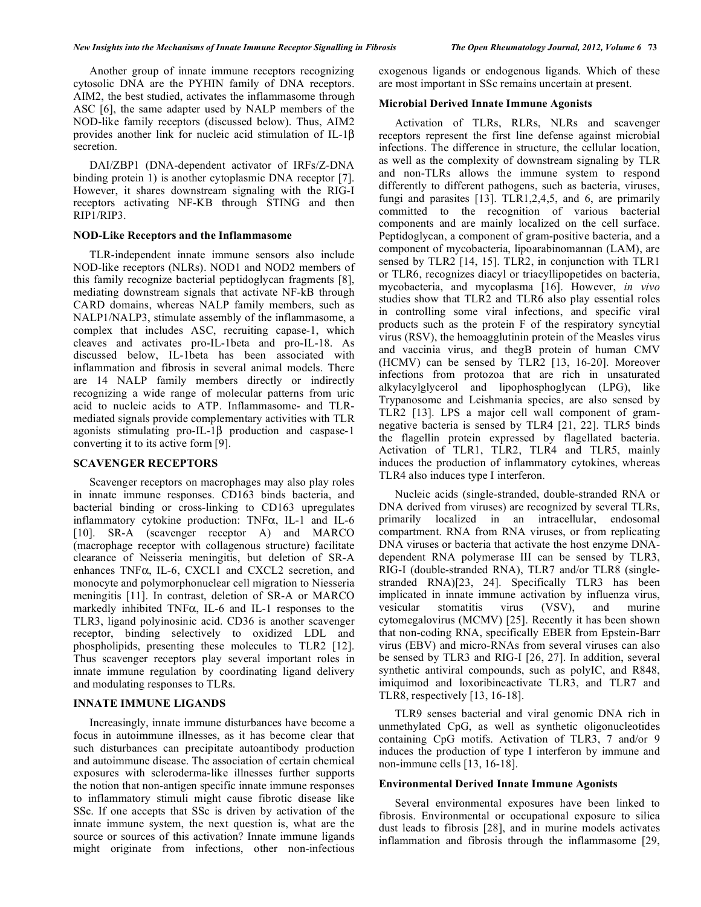Another group of innate immune receptors recognizing cytosolic DNA are the PYHIN family of DNA receptors. AIM2, the best studied, activates the inflammasome through ASC [6], the same adapter used by NALP members of the NOD-like family receptors (discussed below). Thus, AIM2 provides another link for nucleic acid stimulation of IL-1β secretion.

DAI/ZBP1 (DNA-dependent activator of IRFs/Z-DNA binding protein 1) is another cytoplasmic DNA receptor [7]. However, it shares downstream signaling with the RIG-I receptors activating NF-KB through STING and then RIP1/RIP3.

### NOD-Like Receptors and the Inflammasome

TLR-independent innate immune sensors also include NOD-like receptors (NLRs). NOD1 and NOD2 members of this family recognize bacterial peptidoglycan fragments [8], mediating downstream signals that activate NF-kB through CARD domains, whereas NALP family members, such as NALP1/NALP3, stimulate assembly of the inflammasome, a complex that includes ASC, recruiting capase-1, which cleaves and activates pro-IL-1beta and pro-IL-18. As discussed below, IL-1beta has been associated with inflammation and fibrosis in several animal models. There are 14 NALP family members directly or indirectly recognizing a wide range of molecular patterns from uric acid to nucleic acids to ATP. Inflammasome- and TLR-mediated signals provide complementary activities with TLR agonists stimulating pro-IL-1β production and caspase-1 converting it to its active form [9].

## SCAVENGER RECEPTORS

Scavenger receptors on macrophages may also play roles in innate immune responses. CD163 binds bacteria, and bacterial binding or cross-linking to CD163 upregulates inflammatory cytokine production: TNFα, IL-1 and IL-6 [10]. SR-A (scavenger receptor A) and MARCO (macrophage receptor with collagenous structure) facilitate clearance of Neisseria meningitis, but deletion of SR-A enhances TNFα, IL-6, CXCL1 and CXCL2 secretion, and monocyte and polymorphonuclear cell migration to Niesseria meningitis [11]. In contrast, deletion of SR-A or MARCO markedly inhibited TNFα, IL-6 and IL-1 responses to the TLR3, ligand polyinosinic acid. CD36 is another scavenger receptor, binding selectively to oxidized LDL and phospholipids, presenting these molecules to TLR2 [12]. Thus scavenger receptors play several important roles in innate immune regulation by coordinating ligand delivery and modulating responses to TLRs.

## INNATE IMMUNE LIGANDS

Increasingly, innate immune disturbances have become a focus in autoimmune illnesses, as it has become clear that such disturbances can precipitate autoantibody production and autoimmune disease. The association of certain chemical exposures with scleroderma-like illnesses further supports the notion that non-antigen specific innate immune responses to inflammatory stimuli might cause fibrotic disease like SSc. If one accepts that SSc is driven by activation of the innate immune system, the next question is, what are the source or sources of this activation? Innate immune ligands might originate from infections, other non-infectious exogenous ligands or endogenous ligands. Which of these are most important in SSc remains uncertain at present.

### Microbial Derived Innate Immune Agonists

Activation of TLRs, RLRs, NLRs and scavenger receptors represent the first line defense against microbial infections. The difference in structure, the cellular location, as well as the complexity of downstream signaling by TLR and non-TLRs allows the immune system to respond differently to different pathogens, such as bacteria, viruses, fungi and parasites [13]. TLR1,2,4,5, and 6, are primarily committed to the recognition of various bacterial components and are mainly localized on the cell surface. Peptidoglycan, a component of gram-positive bacteria, and a component of mycobacteria, lipoarabinomannan (LAM), are sensed by TLR2 [14, 15]. TLR2, in conjunction with TLR1 or TLR6, recognizes diacyl or triacyllipopetides on bacteria, mycobacteria, and mycoplasma [16]. However, *in vivo* studies show that TLR2 and TLR6 also play essential roles in controlling some viral infections, and specific viral products such as the protein F of the respiratory syncytial virus (RSV), the hemoagglutinin protein of the Measles virus and vaccinia virus, and thegB protein of human CMV (HCMV) can be sensed by TLR2 [13, 16-20]. Moreover infections from protozoa that are rich in unsaturated alkylacylglycerol and lipophosphoglycan (LPG), like Trypanosome and Leishmania species, are also sensed by TLR2 [13]. LPS a major cell wall component of gram-negative bacteria is sensed by TLR4 [21, 22]. TLR5 binds the flagellin protein expressed by flagellated bacteria. Activation of TLR1, TLR2, TLR4 and TLR5, mainly induces the production of inflammatory cytokines, whereas TLR4 also induces type I interferon.

Nucleic acids (single-stranded, double-stranded RNA or DNA derived from viruses) are recognized by several TLRs, primarily localized in an intracellular, endosomal compartment. RNA from RNA viruses, or from replicating DNA viruses or bacteria that activate the host enzyme DNA-dependent RNA polymerase III can be sensed by TLR3, RIG-I (double-stranded RNA), TLR7 and/or TLR8 (single-stranded RNA)[23, 24]. Specifically TLR3 has been implicated in innate immune activation by influenza virus, vesicular stomatitis virus (VSV), and murine cytomegalovirus (MCMV) [25]. Recently it has been shown that non-coding RNA, specifically EBER from Epstein-Barr virus (EBV) and micro-RNAs from several viruses can also be sensed by TLR3 and RIG-I [26, 27]. In addition, several synthetic antiviral compounds, such as polyIC, and R848, imiquimod and loxoribineactivate TLR3, and TLR7 and TLR8, respectively [13, 16-18].

TLR9 senses bacterial and viral genomic DNA rich in unmethylated CpG, as well as synthetic oligonucleotides containing CpG motifs. Activation of TLR3, 7 and/or 9 induces the production of type I interferon by immune and non-immune cells [13, 16-18].

### Environmental Derived Innate Immune Agonists

Several environmental exposures have been linked to fibrosis. Environmental or occupational exposure to silica dust leads to fibrosis [28], and in murine models activates inflammation and fibrosis through the inflammasome [29,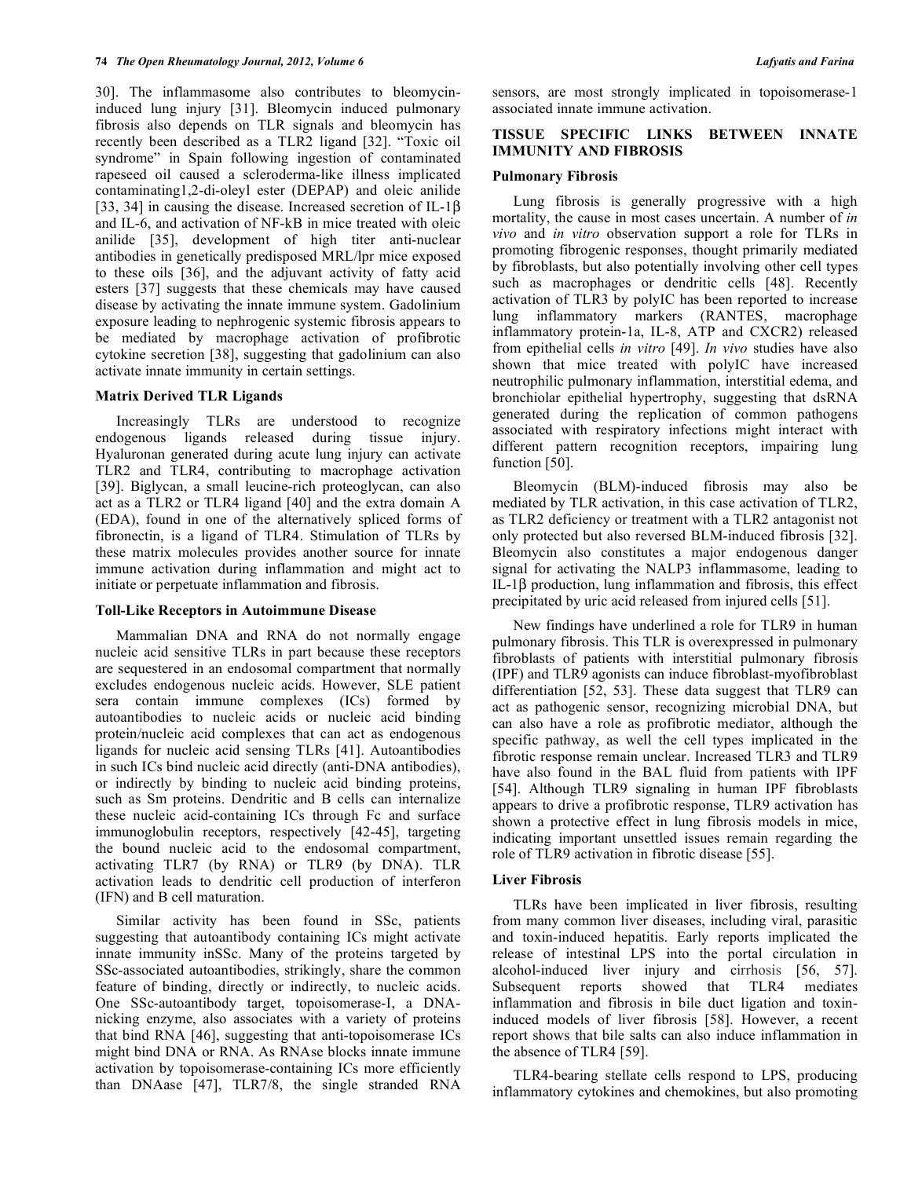30]. The inflammasome also contributes to bleomycin-induced lung injury [31]. Bleomycin induced pulmonary fibrosis also depends on TLR signals and bleomycin has recently been described as a TLR2 ligand [32]. "Toxic oil syndrome" in Spain following ingestion of contaminated rapeseed oil caused a scleroderma-like illness implicated contaminating1,2-di-oleyl ester (DEPAP) and oleic anilide [33, 34] in causing the disease. Increased secretion of IL-1β and IL-6, and activation of NF-kB in mice treated with oleic anilide [35], development of high titer anti-nuclear antibodies in genetically predisposed MRL/lpr mice exposed to these oils [36], and the adjuvant activity of fatty acid esters [37] suggests that these chemicals may have caused disease by activating the innate immune system. Gadolinium exposure leading to nephrogenic systemic fibrosis appears to be mediated by macrophage activation of profibrotic cytokine secretion [38], suggesting that gadolinium can also activate innate immunity in certain settings.

### Matrix Derived TLR Ligands

Increasingly TLRs are understood to recognize endogenous ligands released during tissue injury. Hyaluronan generated during acute lung injury can activate TLR2 and TLR4, contributing to macrophage activation [39]. Biglycan, a small leucine-rich proteoglycan, can also act as a TLR2 or TLR4 ligand [40] and the extra domain A (EDA), found in one of the alternatively spliced forms of fibronectin, is a ligand of TLR4. Stimulation of TLRs by these matrix molecules provides another source for innate immune activation during inflammation and might act to initiate or perpetuate inflammation and fibrosis.

### Toll-Like Receptors in Autoimmune Disease

Mammalian DNA and RNA do not normally engage nucleic acid sensitive TLRs in part because these receptors are sequestered in an endosomal compartment that normally excludes endogenous nucleic acids. However, SLE patient sera contain immune complexes (ICs) formed by autoantibodies to nucleic acids or nucleic acid binding protein/nucleic acid complexes that can act as endogenous ligands for nucleic acid sensing TLRs [41]. Autoantibodies in such ICs bind nucleic acid directly (anti-DNA antibodies), or indirectly by binding to nucleic acid binding proteins, such as Sm proteins. Dendritic and B cells can internalize these nucleic acid-containing ICs through Fc and surface immunoglobulin receptors, respectively [42-45], targeting the bound nucleic acid to the endosomal compartment, activating TLR7 (by RNA) or TLR9 (by DNA). TLR activation leads to dendritic cell production of interferon (IFN) and B cell maturation.

Similar activity has been found in SSc, patients suggesting that autoantibody containing ICs might activate innate immunity inSSc. Many of the proteins targeted by SSc-associated autoantibodies, strikingly, share the common feature of binding, directly or indirectly, to nucleic acids. One SSc-autoantibody target, topoisomerase-I, a DNA-nicking enzyme, also associates with a variety of proteins that bind RNA [46], suggesting that anti-topoisomerase ICs might bind DNA or RNA. As RNAse blocks innate immune activation by topoisomerase-containing ICs more efficiently than DNAase [47], TLR7/8, the single stranded RNA sensors, are most strongly implicated in topoisomerase-1 associated innate immune activation.

## TISSUE SPECIFIC LINKS BETWEEN INNATE IMMUNITY AND FIBROSIS

### Pulmonary Fibrosis

Lung fibrosis is generally progressive with a high mortality, the cause in most cases uncertain. A number of *in vivo* and *in vitro* observation support a role for TLRs in promoting fibrogenic responses, thought primarily mediated by fibroblasts, but also potentially involving other cell types such as macrophages or dendritic cells [48]. Recently activation of TLR3 by polyIC has been reported to increase lung inflammatory markers (RANTES, macrophage inflammatory protein-1a, IL-8, ATP and CXCR2) released from epithelial cells *in vitro* [49]. *In vivo* studies have also shown that mice treated with polyIC have increased neutrophilic pulmonary inflammation, interstitial edema, and bronchiolar epithelial hypertrophy, suggesting that dsRNA generated during the replication of common pathogens associated with respiratory infections might interact with different pattern recognition receptors, impairing lung function [50].

Bleomycin (BLM)-induced fibrosis may also be mediated by TLR activation, in this case activation of TLR2, as TLR2 deficiency or treatment with a TLR2 antagonist not only protected but also reversed BLM-induced fibrosis [32]. Bleomycin also constitutes a major endogenous danger signal for activating the NALP3 inflammasome, leading to IL-1β production, lung inflammation and fibrosis, this effect precipitated by uric acid released from injured cells [51].

New findings have underlined a role for TLR9 in human pulmonary fibrosis. This TLR is overexpressed in pulmonary fibroblasts of patients with interstitial pulmonary fibrosis (IPF) and TLR9 agonists can induce fibroblast-myofibroblast differentiation [52, 53]. These data suggest that TLR9 can act as pathogenic sensor, recognizing microbial DNA, but can also have a role as profibrotic mediator, although the specific pathway, as well the cell types implicated in the fibrotic response remain unclear. Increased TLR3 and TLR9 have also found in the BAL fluid from patients with IPF [54]. Although TLR9 signaling in human IPF fibroblasts appears to drive a profibrotic response, TLR9 activation has shown a protective effect in lung fibrosis models in mice, indicating important unsettled issues remain regarding the role of TLR9 activation in fibrotic disease [55].

### Liver Fibrosis

TLRs have been implicated in liver fibrosis, resulting from many common liver diseases, including viral, parasitic and toxin-induced hepatitis. Early reports implicated the release of intestinal LPS into the portal circulation in alcohol-induced liver injury and cirrhosis [56, 57]. Subsequent reports showed that TLR4 mediates inflammation and fibrosis in bile duct ligation and toxin-induced models of liver fibrosis [58]. However, a recent report shows that bile salts can also induce inflammation in the absence of TLR4 [59].

TLR4-bearing stellate cells respond to LPS, producing inflammatory cytokines and chemokines, but also promoting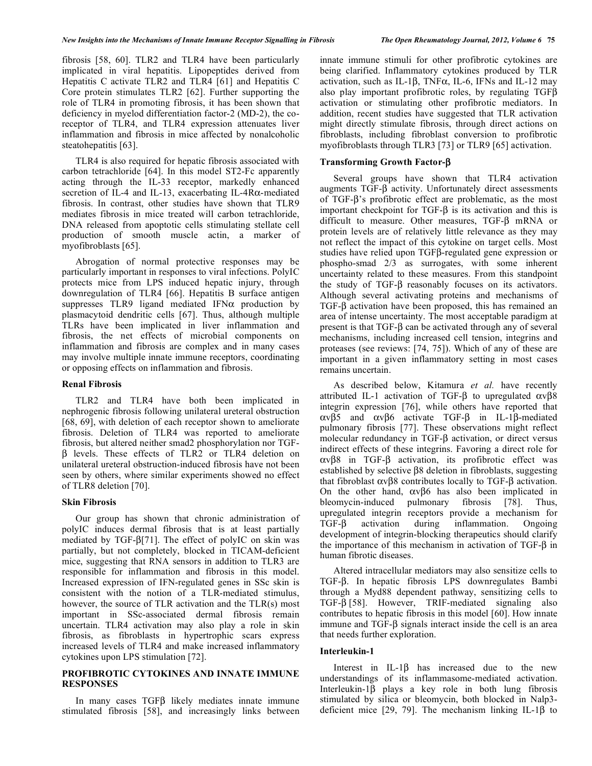fibrosis [58, 60]. TLR2 and TLR4 have been particularly implicated in viral hepatitis. Lipopeptides derived from Hepatitis C activate TLR2 and TLR4 [61] and Hepatitis C Core protein stimulates TLR2 [62]. Further supporting the role of TLR4 in promoting fibrosis, it has been shown that deficiency in myelod differentiation factor-2 (MD-2), the co-receptor of TLR4, and TLR4 expression attenuates liver inflammation and fibrosis in mice affected by nonalcoholic steatohepatitis [63].

TLR4 is also required for hepatic fibrosis associated with carbon tetrachloride [64]. In this model ST2-Fc apparently acting through the IL-33 receptor, markedly enhanced secretion of IL-4 and IL-13, exacerbating IL-4Rα-mediated fibrosis. In contrast, other studies have shown that TLR9 mediates fibrosis in mice treated will carbon tetrachloride, DNA released from apoptotic cells stimulating stellate cell production of smooth muscle actin, a marker of myofibroblasts [65].

Abrogation of normal protective responses may be particularly important in responses to viral infections. PolyIC protects mice from LPS induced hepatic injury, through downregulation of TLR4 [66]. Hepatitis B surface antigen suppresses TLR9 ligand mediated IFNα production by plasmacytoid dendritic cells [67]. Thus, although multiple TLRs have been implicated in liver inflammation and fibrosis, the net effects of microbial components on inflammation and fibrosis are complex and in many cases may involve multiple innate immune receptors, coordinating or opposing effects on inflammation and fibrosis.

### Renal Fibrosis

TLR2 and TLR4 have both been implicated in nephrogenic fibrosis following unilateral ureteral obstruction [68, 69], with deletion of each receptor shown to ameliorate fibrosis. Deletion of TLR4 was reported to ameliorate fibrosis, but altered neither smad2 phosphorylation nor TGF-β levels. These effects of TLR2 or TLR4 deletion on unilateral ureteral obstruction-induced fibrosis have not been seen by others, where similar experiments showed no effect of TLR8 deletion [70].

### Skin Fibrosis

Our group has shown that chronic administration of polyIC induces dermal fibrosis that is at least partially mediated by TGF-β[71]. The effect of polyIC on skin was partially, but not completely, blocked in TICAM-deficient mice, suggesting that RNA sensors in addition to TLR3 are responsible for inflammation and fibrosis in this model. Increased expression of IFN-regulated genes in SSc skin is consistent with the notion of a TLR-mediated stimulus, however, the source of TLR activation and the TLR(s) most important in SSc-associated dermal fibrosis remain uncertain. TLR4 activation may also play a role in skin fibrosis, as fibroblasts in hypertrophic scars express increased levels of TLR4 and make increased inflammatory cytokines upon LPS stimulation [72].

## PROFIBROTIC CYTOKINES AND INNATE IMMUNE RESPONSES

In many cases TGFβ likely mediates innate immune stimulated fibrosis [58], and increasingly links between innate immune stimuli for other profibrotic cytokines are being clarified. Inflammatory cytokines produced by TLR activation, such as IL-1β, TNFα, IL-6, IFNs and IL-12 may also play important profibrotic roles, by regulating TGFβ activation or stimulating other profibrotic mediators. In addition, recent studies have suggested that TLR activation might directly stimulate fibrosis, through direct actions on fibroblasts, including fibroblast conversion to profibrotic myofibroblasts through TLR3 [73] or TLR9 [65] activation.

### Transforming Growth Factor-β

Several groups have shown that TLR4 activation augments TGF-β activity. Unfortunately direct assessments of TGF-β's profibrotic effect are problematic, as the most important checkpoint for TGF-β is its activation and this is difficult to measure. Other measures, TGF-β mRNA or protein levels are of relatively little relevance as they may not reflect the impact of this cytokine on target cells. Most studies have relied upon TGFβ-regulated gene expression or phospho-smad 2/3 as surrogates, with some inherent uncertainty related to these measures. From this standpoint the study of TGF-β reasonably focuses on its activators. Although several activating proteins and mechanisms of TGF-β activation have been proposed, this has remained an area of intense uncertainty. The most acceptable paradigm at present is that TGF-β can be activated through any of several mechanisms, including increased cell tension, integrins and proteases (see reviews: [74, 75]). Which of any of these are important in a given inflammatory setting in most cases remains uncertain.

As described below, Kitamura *et al.* have recently attributed IL-1 activation of TGF-β to upregulated αvβ8 integrin expression [76], while others have reported that αvβ5 and αvβ6 activate TGF-β in IL-1β-mediated pulmonary fibrosis [77]. These observations might reflect molecular redundancy in TGF-β activation, or direct versus indirect effects of these integrins. Favoring a direct role for αvβ8 in TGF-β activation, its profibrotic effect was established by selective β8 deletion in fibroblasts, suggesting that fibroblast αvβ8 contributes locally to TGF-β activation. On the other hand, αvβ6 has also been implicated in bleomycin-induced pulmonary fibrosis [78]. Thus, upregulated integrin receptors provide a mechanism for TGF-β activation during inflammation. Ongoing development of integrin-blocking therapeutics should clarify the importance of this mechanism in activation of TGF-β in human fibrotic diseases.

Altered intracellular mediators may also sensitize cells to TGF-β. In hepatic fibrosis LPS downregulates Bambi through a Myd88 dependent pathway, sensitizing cells to TGF-β [58]. However, TRIF-mediated signaling also contributes to hepatic fibrosis in this model [60]. How innate immune and TGF-β signals interact inside the cell is an area that needs further exploration.

### Interleukin-1

Interest in IL-1β has increased due to the new understandings of its inflammasome-mediated activation. Interleukin-1β plays a key role in both lung fibrosis stimulated by silica or bleomycin, both blocked in Nalp3-deficient mice [29, 79]. The mechanism linking IL-1β to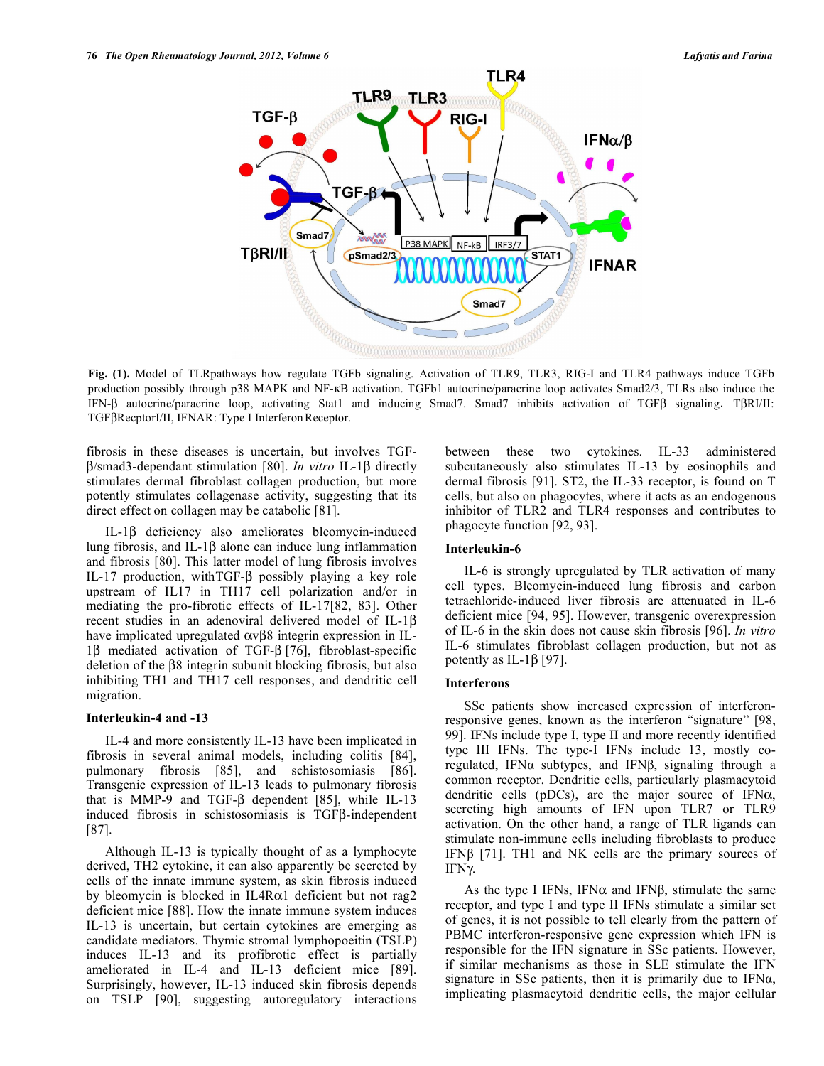Fig. (1). Model of TLRpathways how regulate TGFb signaling. Activation of TLR9, TLR3, RIG-I and TLR4 pathways induce TGFb production possibly through p38 MAPK and NF-κB activation. TGFb1 autocrine/paracrine loop activates Smad2/3, TLRs also induce the IFN-β autocrine/paracrine loop, activating Stat1 and inducing Smad7. Smad7 inhibits activation of TGFβ signaling. TβRI/II: TGFβRecptorI/II, IFNAR: Type I Interferon Receptor.

fibrosis in these diseases is uncertain, but involves TGF-β/smad3-dependant stimulation [80]. *In vitro* IL-1β directly stimulates dermal fibroblast collagen production, but more potently stimulates collagenase activity, suggesting that its direct effect on collagen may be catabolic [81].

IL-1β deficiency also ameliorates bleomycin-induced lung fibrosis, and IL-1β alone can induce lung inflammation and fibrosis [80]. This latter model of lung fibrosis involves IL-17 production, withTGF-β possibly playing a key role upstream of IL17 in TH17 cell polarization and/or in mediating the pro-fibrotic effects of IL-17[82, 83]. Other recent studies in an adenoviral delivered model of IL-1β have implicated upregulated αvβ8 integrin expression in IL-1β mediated activation of TGF-β [76], fibroblast-specific deletion of the β8 integrin subunit blocking fibrosis, but also inhibiting TH1 and TH17 cell responses, and dendritic cell migration.

### Interleukin-4 and -13

IL-4 and more consistently IL-13 have been implicated in fibrosis in several animal models, including colitis [84], pulmonary fibrosis [85], and schistosomiasis [86]. Transgenic expression of IL-13 leads to pulmonary fibrosis that is MMP-9 and TGF-β dependent [85], while IL-13 induced fibrosis in schistosomiasis is TGFβ-independent [87].

Although IL-13 is typically thought of as a lymphocyte derived, TH2 cytokine, it can also apparently be secreted by cells of the innate immune system, as skin fibrosis induced by bleomycin is blocked in IL4Rα1 deficient but not rag2 deficient mice [88]. How the innate immune system induces IL-13 is uncertain, but certain cytokines are emerging as candidate mediators. Thymic stromal lymphopoeitin (TSLP) induces IL-13 and its profibrotic effect is partially ameliorated in IL-4 and IL-13 deficient mice [89]. Surprisingly, however, IL-13 induced skin fibrosis depends on TSLP [90], suggesting autoregulatory interactions between these two cytokines. IL-33 administered subcutaneously also stimulates IL-13 by eosinophils and dermal fibrosis [91]. ST2, the IL-33 receptor, is found on T cells, but also on phagocytes, where it acts as an endogenous inhibitor of TLR2 and TLR4 responses and contributes to phagocyte function [92, 93].

### Interleukin-6

IL-6 is strongly upregulated by TLR activation of many cell types. Bleomycin-induced lung fibrosis and carbon tetrachloride-induced liver fibrosis are attenuated in IL-6 deficient mice [94, 95]. However, transgenic overexpression of IL-6 in the skin does not cause skin fibrosis [96]. *In vitro* IL-6 stimulates fibroblast collagen production, but not as potently as IL-1β [97].

### Interferons

SSc patients show increased expression of interferon-responsive genes, known as the interferon "signature" [98, 99]. IFNs include type I, type II and more recently identified type III IFNs. The type-I IFNs include 13, mostly co-regulated, IFNα subtypes, and IFNβ, signaling through a common receptor. Dendritic cells, particularly plasmacytoid dendritic cells (pDCs), are the major source of IFNα, secreting high amounts of IFN upon TLR7 or TLR9 activation. On the other hand, a range of TLR ligands can stimulate non-immune cells including fibroblasts to produce IFNβ [71]. TH1 and NK cells are the primary sources of IFNγ.

As the type I IFNs, IFNα and IFNβ, stimulate the same receptor, and type I and type II IFNs stimulate a similar set of genes, it is not possible to tell clearly from the pattern of PBMC interferon-responsive gene expression which IFN is responsible for the IFN signature in SSc patients. However, if similar mechanisms as those in SLE stimulate the IFN signature in SSc patients, then it is primarily due to IFNα, implicating plasmacytoid dendritic cells, the major cellular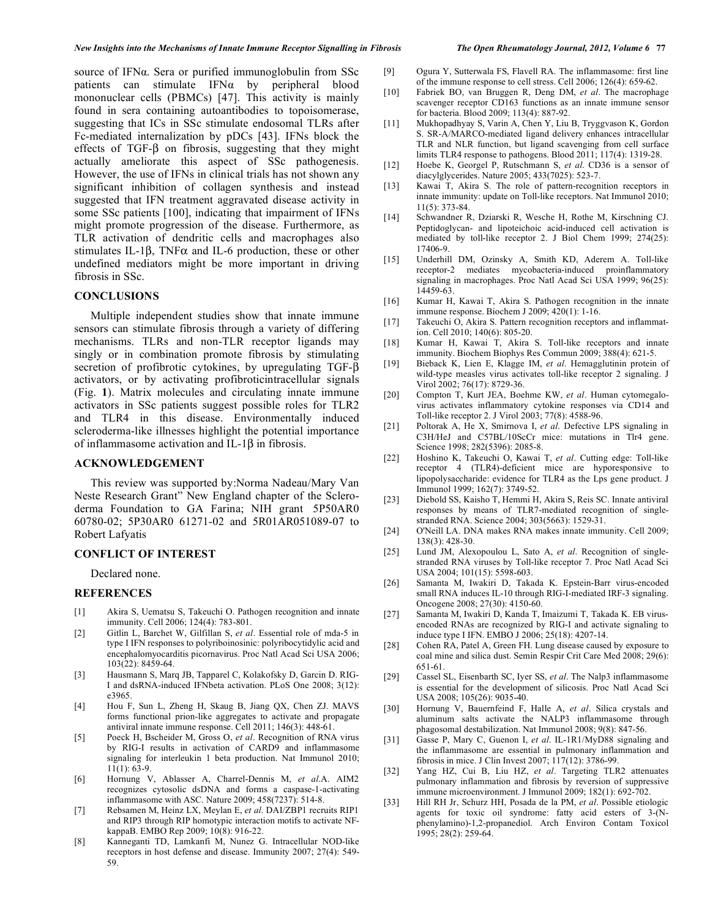source of IFNα. Sera or purified immunoglobulin from SSc patients can stimulate IFNα by peripheral blood mononuclear cells (PBMCs) [47]. This activity is mainly found in sera containing autoantibodies to topoisomerase, suggesting that ICs in SSc stimulate endosomal TLRs after Fc-mediated internalization by pDCs [43]. IFNs block the effects of TGF-β on fibrosis, suggesting that they might actually ameliorate this aspect of SSc pathogenesis. However, the use of IFNs in clinical trials has not shown any significant inhibition of collagen synthesis and instead suggested that IFN treatment aggravated disease activity in some SSc patients [100], indicating that impairment of IFNs might promote progression of the disease. Furthermore, as TLR activation of dendritic cells and macrophages also stimulates IL-1β, TNFα and IL-6 production, these or other undefined mediators might be more important in driving fibrosis in SSc.

## CONCLUSIONS

Multiple independent studies show that innate immune sensors can stimulate fibrosis through a variety of differing mechanisms. TLRs and non-TLR receptor ligands may singly or in combination promote fibrosis by stimulating secretion of profibrotic cytokines, by upregulating TGF-β activators, or by activating profibroticintracellular signals (Fig. **1**). Matrix molecules and circulating innate immune activators in SSc patients suggest possible roles for TLR2 and TLR4 in this disease. Environmentally induced scleroderma-like illnesses highlight the potential importance of inflammasome activation and IL-1β in fibrosis.

## ACKNOWLEDGEMENT

This review was supported by:Norma Nadeau/Mary Van Neste Research Grant" New England chapter of the Scleroderma Foundation to GA Farina; NIH grant 5P50AR0 60780-02; 5P30AR0 61271-02 and 5R01AR051089-07 to Robert Lafyatis

## CONFLICT OF INTEREST

Declared none.

## REFERENCES

[1] Akira S, Uematsu S, Takeuchi O. Pathogen recognition and innate immunity. Cell 2006; 124(4): 783-801.

[2] Gitlin L, Barchet W, Gilfillan S, *et al*. Essential role of mda-5 in type I IFN responses to polyriboinosinic: polyribocytidylic acid and encephalomyocarditis picornavirus. Proc Natl Acad Sci USA 2006; 103(22): 8459-64.

[3] Hausmann S, Marq JB, Tapparel C, Kolakofsky D, Garcin D. RIG-I and dsRNA-induced IFNbeta activation. PLoS One 2008; 3(12): e3965.

[4] Hou F, Sun L, Zheng H, Skaug B, Jiang QX, Chen ZJ. MAVS forms functional prion-like aggregates to activate and propagate antiviral innate immune response. Cell 2011; 146(3): 448-61.

[5] Poeck H, Bscheider M, Gross O, *et al*. Recognition of RNA virus by RIG-I results in activation of CARD9 and inflammasome signaling for interleukin 1 beta production. Nat Immunol 2010; 11(1): 63-9.

[6] Hornung V, Ablasser A, Charrel-Dennis M, *et al*.A. AIM2 recognizes cytosolic dsDNA and forms a caspase-1-activating inflammasome with ASC. Nature 2009; 458(7237): 514-8.

[7] Rebsamen M, Heinz LX, Meylan E, *et al*. DAI/ZBP1 recruits RIP1 and RIP3 through RIP homotypic interaction motifs to activate NF-kappaB. EMBO Rep 2009; 10(8): 916-22.

[8] Kanneganti TD, Lamkanfi M, Nunez G. Intracellular NOD-like receptors in host defense and disease. Immunity 2007; 27(4): 549-59.

[9] Ogura Y, Sutterwala FS, Flavell RA. The inflammasome: first line of the immune response to cell stress. Cell 2006; 126(4): 659-62.

[10] Fabriek BO, van Bruggen R, Deng DM, *et al*. The macrophage scavenger receptor CD163 functions as an innate immune sensor for bacteria. Blood 2009; 113(4): 887-92.

[11] Mukhopadhyay S, Varin A, Chen Y, Liu B, Tryggvason K, Gordon S. SR-A/MARCO-mediated ligand delivery enhances intracellular TLR and NLR function, but ligand scavenging from cell surface limits TLR4 response to pathogens. Blood 2011; 117(4): 1319-28.

[12] Hoebe K, Georgel P, Rutschmann S, *et al*. CD36 is a sensor of diacylglycerides. Nature 2005; 433(7025): 523-7.

[13] Kawai T, Akira S. The role of pattern-recognition receptors in innate immunity: update on Toll-like receptors. Nat Immunol 2010; 11(5): 373-84.

[14] Schwandner R, Dziarski R, Wesche H, Rothe M, Kirschning CJ. Peptidoglycan- and lipoteichoic acid-induced cell activation is mediated by toll-like receptor 2. J Biol Chem 1999; 274(25): 17406-9.

[15] Underhill DM, Ozinsky A, Smith KD, Aderem A. Toll-like receptor-2 mediates mycobacteria-induced proinflammatory signaling in macrophages. Proc Natl Acad Sci USA 1999; 96(25): 14459-63.

[16] Kumar H, Kawai T, Akira S. Pathogen recognition in the innate immune response. Biochem J 2009; 420(1): 1-16.

[17] Takeuchi O, Akira S. Pattern recognition receptors and inflammation. Cell 2010; 140(6): 805-20.

[18] Kumar H, Kawai T, Akira S. Toll-like receptors and innate immunity. Biochem Biophys Res Commun 2009; 388(4): 621-5.

[19] Bieback K, Lien E, Klagge IM, *et al*. Hemagglutinin protein of wild-type measles virus activates toll-like receptor 2 signaling. J Virol 2002; 76(17): 8729-36.

[20] Compton T, Kurt JEA, Boehme KW, *et al*. Human cytomegalovirus activates inflammatory cytokine responses via CD14 and Toll-like receptor 2. J Virol 2003; 77(8): 4588-96.

[21] Poltorak A, He X, Smirnova I, *et al*. Defective LPS signaling in C3H/HeJ and C57BL/10ScCr mice: mutations in Tlr4 gene. Science 1998; 282(5396): 2085-8.

[22] Hoshino K, Takeuchi O, Kawai T, *et al*. Cutting edge: Toll-like receptor 4 (TLR4)-deficient mice are hyporesponsive to lipopolysaccharide: evidence for TLR4 as the Lps gene product. J Immunol 1999; 162(7): 3749-52.

[23] Diebold SS, Kaisho T, Hemmi H, Akira S, Reis SC. Innate antiviral responses by means of TLR7-mediated recognition of single-stranded RNA. Science 2004; 303(5663): 1529-31.

[24] O'Neill LA. DNA makes RNA makes innate immunity. Cell 2009; 138(3): 428-30.

[25] Lund JM, Alexopoulou L, Sato A, *et al*. Recognition of single-stranded RNA viruses by Toll-like receptor 7. Proc Natl Acad Sci USA 2004; 101(15): 5598-603.

[26] Samanta M, Iwakiri D, Takada K. Epstein-Barr virus-encoded small RNA induces IL-10 through RIG-I-mediated IRF-3 signaling. Oncogene 2008; 27(30): 4150-60.

[27] Samanta M, Iwakiri D, Kanda T, Imaizumi T, Takada K. EB virus-encoded RNAs are recognized by RIG-I and activate signaling to induce type I IFN. EMBO J 2006; 25(18): 4207-14.

[28] Cohen RA, Patel A, Green FH. Lung disease caused by exposure to coal mine and silica dust. Semin Respir Crit Care Med 2008; 29(6): 651-61.

[29] Cassel SL, Eisenbarth SC, Iyer SS, *et al*. The Nalp3 inflammasome is essential for the development of silicosis. Proc Natl Acad Sci USA 2008; 105(26): 9035-40.

[30] Hornung V, Bauernfeind F, Halle A, *et al*. Silica crystals and aluminum salts activate the NALP3 inflammasome through phagosomal destabilization. Nat Immunol 2008; 9(8): 847-56.

[31] Gasse P, Mary C, Guenon I, *et al*. IL-1R1/MyD88 signaling and the inflammasome are essential in pulmonary inflammation and fibrosis in mice. J Clin Invest 2007; 117(12): 3786-99.

[32] Yang HZ, Cui B, Liu HZ, *et al*. Targeting TLR2 attenuates pulmonary inflammation and fibrosis by reversion of suppressive immune microenvironment. J Immunol 2009; 182(1): 692-702.

[33] Hill RH Jr, Schurz HH, Posada de la PM, *et al*. Possible etiologic agents for toxic oil syndrome: fatty acid esters of 3-(N-phenylamino)-1,2-propanediol. Arch Environ Contam Toxicol 1995; 28(2): 259-64.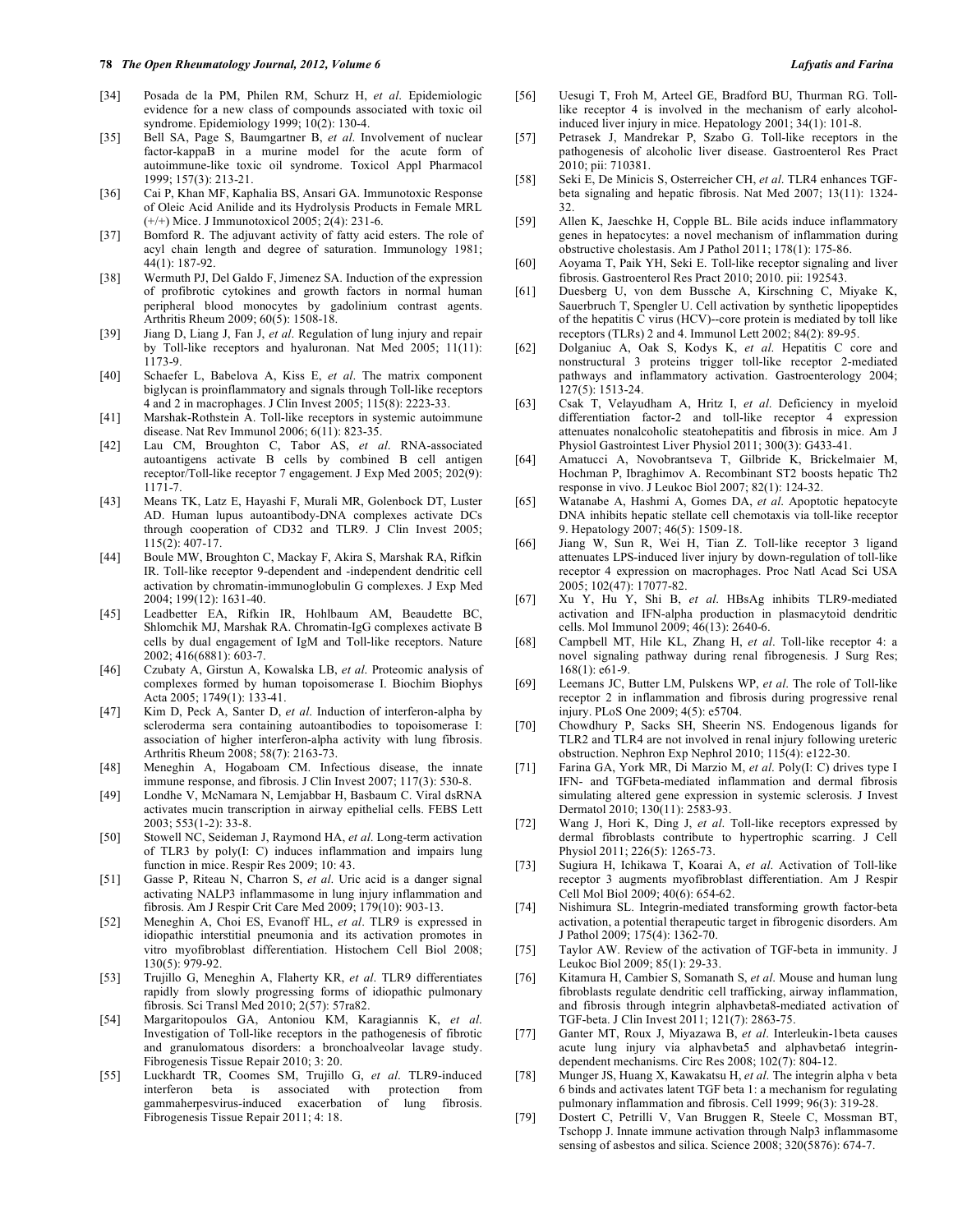[34] Posada de la PM, Philen RM, Schurz H, *et al*. Epidemiologic evidence for a new class of compounds associated with toxic oil syndrome. Epidemiology 1999; 10(2): 130-4.

[35] Bell SA, Page S, Baumgartner B, *et al*. Involvement of nuclear factor-kappaB in a murine model for the acute form of autoimmune-like toxic oil syndrome. Toxicol Appl Pharmacol 1999; 157(3): 213-21.

[36] Cai P, Khan MF, Kaphalia BS, Ansari GA. Immunotoxic Response of Oleic Acid Anilide and its Hydrolysis Products in Female MRL (+/+) Mice. J Immunotoxicol 2005; 2(4): 231-6.

[37] Bomford R. The adjuvant activity of fatty acid esters. The role of acyl chain length and degree of saturation. Immunology 1981; 44(1): 187-92.

[38] Wermuth PJ, Del Galdo F, Jimenez SA. Induction of the expression of profibrotic cytokines and growth factors in normal human peripheral blood monocytes by gadolinium contrast agents. Arthritis Rheum 2009; 60(5): 1508-18.

[39] Jiang D, Liang J, Fan J, *et al*. Regulation of lung injury and repair by Toll-like receptors and hyaluronan. Nat Med 2005; 11(11): 1173-9.

[40] Schaefer L, Babelova A, Kiss E, *et al*. The matrix component biglycan is proinflammatory and signals through Toll-like receptors 4 and 2 in macrophages. J Clin Invest 2005; 115(8): 2223-33.

[41] Marshak-Rothstein A. Toll-like receptors in systemic autoimmune disease. Nat Rev Immunol 2006; 6(11): 823-35.

[42] Lau CM, Broughton C, Tabor AS, *et al*. RNA-associated autoantigens activate B cells by combined B cell antigen receptor/Toll-like receptor 7 engagement. J Exp Med 2005; 202(9): 1171-7.

[43] Means TK, Latz E, Hayashi F, Murali MR, Golenbock DT, Luster AD. Human lupus autoantibody-DNA complexes activate DCs through cooperation of CD32 and TLR9. J Clin Invest 2005; 115(2): 407-17.

[44] Boule MW, Broughton C, Mackay F, Akira S, Marshak RA, Rifkin IR. Toll-like receptor 9-dependent and -independent dendritic cell activation by chromatin-immunoglobulin G complexes. J Exp Med 2004; 199(12): 1631-40.

[45] Leadbetter EA, Rifkin IR, Hohlbaum AM, Beaudette BC, Shlomchik MJ, Marshak RA. Chromatin-IgG complexes activate B cells by dual engagement of IgM and Toll-like receptors. Nature 2002; 416(6881): 603-7.

[46] Czubaty A, Girstun A, Kowalska LB, *et al*. Proteomic analysis of complexes formed by human topoisomerase I. Biochim Biophys Acta 2005; 1749(1): 133-41.

[47] Kim D, Peck A, Santer D, *et al*. Induction of interferon-alpha by scleroderma sera containing autoantibodies to topoisomerase I: association of higher interferon-alpha activity with lung fibrosis. Arthritis Rheum 2008; 58(7): 2163-73.

[48] Meneghin A, Hogaboam CM. Infectious disease, the innate immune response, and fibrosis. J Clin Invest 2007; 117(3): 530-8.

[49] Londhe V, McNamara N, Lemjabbar H, Basbaum C. Viral dsRNA activates mucin transcription in airway epithelial cells. FEBS Lett 2003; 553(1-2): 33-8.

[50] Stowell NC, Seideman J, Raymond HA, *et al*. Long-term activation of TLR3 by poly(I: C) induces inflammation and impairs lung function in mice. Respir Res 2009; 10: 43.

[51] Gasse P, Riteau N, Charron S, *et al*. Uric acid is a danger signal activating NALP3 inflammasome in lung injury inflammation and fibrosis. Am J Respir Crit Care Med 2009; 179(10): 903-13.

[52] Meneghin A, Choi ES, Evanoff HL, *et al*. TLR9 is expressed in idiopathic interstitial pneumonia and its activation promotes in vitro myofibroblast differentiation. Histochem Cell Biol 2008; 130(5): 979-92.

[53] Trujillo G, Meneghin A, Flaherty KR, *et al*. TLR9 differentiates rapidly from slowly progressing forms of idiopathic pulmonary fibrosis. Sci Transl Med 2010; 2(57): 57ra82.

[54] Margaritopoulos GA, Antoniou KM, Karagiannis K, *et al*. Investigation of Toll-like receptors in the pathogenesis of fibrotic and granulomatous disorders: a bronchoalveolar lavage study. Fibrogenesis Tissue Repair 2010; 3: 20.

[55] Luckhardt TR, Coomes SM, Trujillo G, *et al*. TLR9-induced interferon beta is associated with protection from gammaherpesvirus-induced exacerbation of lung fibrosis. Fibrogenesis Tissue Repair 2011; 4: 18.

[56] Uesugi T, Froh M, Arteel GE, Bradford BU, Thurman RG. Toll-like receptor 4 is involved in the mechanism of early alcohol-induced liver injury in mice. Hepatology 2001; 34(1): 101-8.

[57] Petrasek J, Mandrekar P, Szabo G. Toll-like receptors in the pathogenesis of alcoholic liver disease. Gastroenterol Res Pract 2010; pii: 710381.

[58] Seki E, De Minicis S, Osterreicher CH, *et al*. TLR4 enhances TGF-beta signaling and hepatic fibrosis. Nat Med 2007; 13(11): 1324-32.

[59] Allen K, Jaeschke H, Copple BL. Bile acids induce inflammatory genes in hepatocytes: a novel mechanism of inflammation during obstructive cholestasis. Am J Pathol 2011; 178(1): 175-86.

[60] Aoyama T, Paik YH, Seki E. Toll-like receptor signaling and liver fibrosis. Gastroenterol Res Pract 2010; 2010. pii: 192543.

[61] Duesberg U, von dem Bussche A, Kirschning C, Miyake K, Sauerbruch T, Spengler U. Cell activation by synthetic lipopeptides of the hepatitis C virus (HCV)--core protein is mediated by toll like receptors (TLRs) 2 and 4. Immunol Lett 2002; 84(2): 89-95.

[62] Dolganiuc A, Oak S, Kodys K, *et al*. Hepatitis C core and nonstructural 3 proteins trigger toll-like receptor 2-mediated pathways and inflammatory activation. Gastroenterology 2004; 127(5): 1513-24.

[63] Csak T, Velayudham A, Hritz I, *et al*. Deficiency in myeloid differentiation factor-2 and toll-like receptor 4 expression attenuates nonalcoholic steatohepatitis and fibrosis in mice. Am J Physiol Gastrointest Liver Physiol 2011; 300(3): G433-41.

[64] Amatucci A, Novobrantseva T, Gilbride K, Brickelmaier M, Hochman P, Ibraghimov A. Recombinant ST2 boosts hepatic Th2 response in vivo. J Leukoc Biol 2007; 82(1): 124-32.

[65] Watanabe A, Hashmi A, Gomes DA, *et al*. Apoptotic hepatocyte DNA inhibits hepatic stellate cell chemotaxis via toll-like receptor 9. Hepatology 2007; 46(5): 1509-18.

[66] Jiang W, Sun R, Wei H, Tian Z. Toll-like receptor 3 ligand attenuates LPS-induced liver injury by down-regulation of toll-like receptor 4 expression on macrophages. Proc Natl Acad Sci USA 2005; 102(47): 17077-82.

[67] Xu Y, Hu Y, Shi B, *et al*. HBsAg inhibits TLR9-mediated activation and IFN-alpha production in plasmacytoid dendritic cells. Mol Immunol 2009; 46(13): 2640-6.

[68] Campbell MT, Hile KL, Zhang H, *et al*. Toll-like receptor 4: a novel signaling pathway during renal fibrogenesis. J Surg Res; 168(1): e61-9.

[69] Leemans JC, Butter LM, Pulskens WP, *et al*. The role of Toll-like receptor 2 in inflammation and fibrosis during progressive renal injury. PLoS One 2009; 4(5): e5704.

[70] Chowdhury P, Sacks SH, Sheerin NS. Endogenous ligands for TLR2 and TLR4 are not involved in renal injury following ureteric obstruction. Nephron Exp Nephrol 2010; 115(4): e122-30.

[71] Farina GA, York MR, Di Marzio M, *et al*. Poly(I: C) drives type I IFN- and TGFbeta-mediated inflammation and dermal fibrosis simulating altered gene expression in systemic sclerosis. J Invest Dermatol 2010; 130(11): 2583-93.

[72] Wang J, Hori K, Ding J, *et al*. Toll-like receptors expressed by dermal fibroblasts contribute to hypertrophic scarring. J Cell Physiol 2011; 226(5): 1265-73.

[73] Sugiura H, Ichikawa T, Koarai A, *et al*. Activation of Toll-like receptor 3 augments myofibroblast differentiation. Am J Respir Cell Mol Biol 2009; 40(6): 654-62.

[74] Nishimura SL. Integrin-mediated transforming growth factor-beta activation, a potential therapeutic target in fibrogenic disorders. Am J Pathol 2009; 175(4): 1362-70.

[75] Taylor AW. Review of the activation of TGF-beta in immunity. J Leukoc Biol 2009; 85(1): 29-33.

[76] Kitamura H, Cambier S, Somanath S, *et al*. Mouse and human lung fibroblasts regulate dendritic cell trafficking, airway inflammation, and fibrosis through integrin alphavbeta8-mediated activation of TGF-beta. J Clin Invest 2011; 121(7): 2863-75.

[77] Ganter MT, Roux J, Miyazawa B, *et al*. Interleukin-1beta causes acute lung injury via alphavbeta5 and alphavbeta6 integrin-dependent mechanisms. Circ Res 2008; 102(7): 804-12.

[78] Munger JS, Huang X, Kawakatsu H, *et al*. The integrin alpha v beta 6 binds and activates latent TGF beta 1: a mechanism for regulating pulmonary inflammation and fibrosis. Cell 1999; 96(3): 319-28.

[79] Dostert C, Petrilli V, Van Bruggen R, Steele C, Mossman BT, Tschopp J. Innate immune activation through Nalp3 inflammasome sensing of asbestos and silica. Science 2008; 320(5876): 674-7.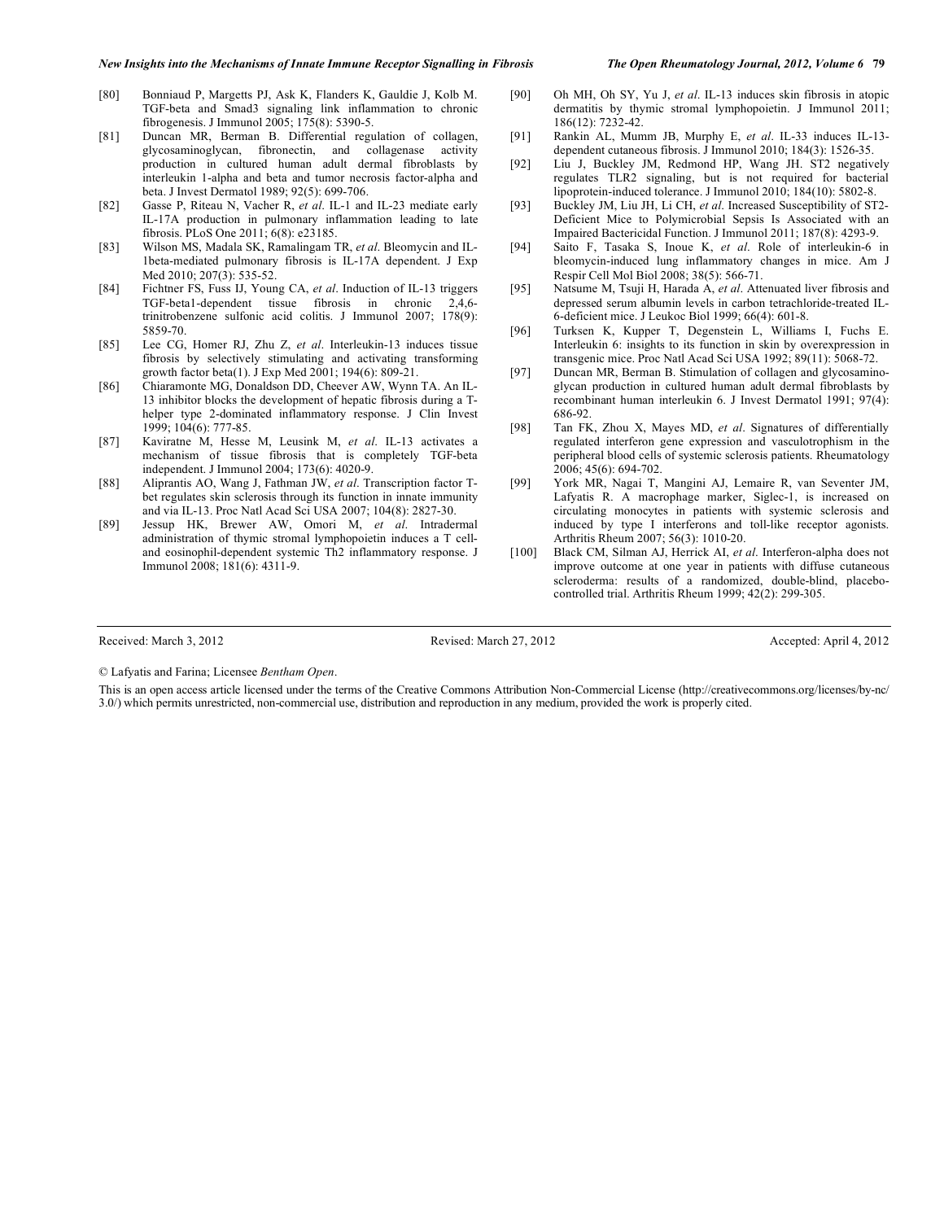[80] Bonniaud P, Margetts PJ, Ask K, Flanders K, Gauldie J, Kolb M. TGF-beta and Smad3 signaling link inflammation to chronic fibrogenesis. J Immunol 2005; 175(8): 5390-5.

[81] Duncan MR, Berman B. Differential regulation of collagen, glycosaminoglycan, fibronectin, and collagenase activity production in cultured human adult dermal fibroblasts by interleukin 1-alpha and beta and tumor necrosis factor-alpha and beta. J Invest Dermatol 1989; 92(5): 699-706.

[82] Gasse P, Riteau N, Vacher R, *et al*. IL-1 and IL-23 mediate early IL-17A production in pulmonary inflammation leading to late fibrosis. PLoS One 2011; 6(8): e23185.

[83] Wilson MS, Madala SK, Ramalingam TR, *et al*. Bleomycin and IL-1beta-mediated pulmonary fibrosis is IL-17A dependent. J Exp Med 2010; 207(3): 535-52.

[84] Fichtner FS, Fuss IJ, Young CA, *et al*. Induction of IL-13 triggers TGF-beta1-dependent tissue fibrosis in chronic 2,4,6-trinitrobenzene sulfonic acid colitis. J Immunol 2007; 178(9): 5859-70.

[85] Lee CG, Homer RJ, Zhu Z, *et al*. Interleukin-13 induces tissue fibrosis by selectively stimulating and activating transforming growth factor beta(1). J Exp Med 2001; 194(6): 809-21.

[86] Chiaramonte MG, Donaldson DD, Cheever AW, Wynn TA. An IL-13 inhibitor blocks the development of hepatic fibrosis during a T-helper type 2-dominated inflammatory response. J Clin Invest 1999; 104(6): 777-85.

[87] Kaviratne M, Hesse M, Leusink M, *et al*. IL-13 activates a mechanism of tissue fibrosis that is completely TGF-beta independent. J Immunol 2004; 173(6): 4020-9.

[88] Aliprantis AO, Wang J, Fathman JW, *et al*. Transcription factor T-bet regulates skin sclerosis through its function in innate immunity and via IL-13. Proc Natl Acad Sci USA 2007; 104(8): 2827-30.

[89] Jessup HK, Brewer AW, Omori M, *et al*. Intradermal administration of thymic stromal lymphopoietin induces a T cell- and eosinophil-dependent systemic Th2 inflammatory response. J Immunol 2008; 181(6): 4311-9.

[90] Oh MH, Oh SY, Yu J, *et al*. IL-13 induces skin fibrosis in atopic dermatitis by thymic stromal lymphopoietin. J Immunol 2011; 186(12): 7232-42.

[91] Rankin AL, Mumm JB, Murphy E, *et al*. IL-33 induces IL-13-dependent cutaneous fibrosis. J Immunol 2010; 184(3): 1526-35.

[92] Liu J, Buckley JM, Redmond HP, Wang JH. ST2 negatively regulates TLR2 signaling, but is not required for bacterial lipoprotein-induced tolerance. J Immunol 2010; 184(10): 5802-8.

[93] Buckley JM, Liu JH, Li CH, *et al*. Increased Susceptibility of ST2-Deficient Mice to Polymicrobial Sepsis Is Associated with an Impaired Bactericidal Function. J Immunol 2011; 187(8): 4293-9.

[94] Saito F, Tasaka S, Inoue K, *et al*. Role of interleukin-6 in bleomycin-induced lung inflammatory changes in mice. Am J Respir Cell Mol Biol 2008; 38(5): 566-71.

[95] Natsume M, Tsuji H, Harada A, *et al*. Attenuated liver fibrosis and depressed serum albumin levels in carbon tetrachloride-treated IL-6-deficient mice. J Leukoc Biol 1999; 66(4): 601-8.

[96] Turksen K, Kupper T, Degenstein L, Williams I, Fuchs E. Interleukin 6: insights to its function in skin by overexpression in transgenic mice. Proc Natl Acad Sci USA 1992; 89(11): 5068-72.

[97] Duncan MR, Berman B. Stimulation of collagen and glycosaminoglycan production in cultured human adult dermal fibroblasts by recombinant human interleukin 6. J Invest Dermatol 1991; 97(4): 686-92.

[98] Tan FK, Zhou X, Mayes MD, *et al*. Signatures of differentially regulated interferon gene expression and vasculotrophism in the peripheral blood cells of systemic sclerosis patients. Rheumatology 2006; 45(6): 694-702.

[99] York MR, Nagai T, Mangini AJ, Lemaire R, van Seventer JM, Lafyatis R. A macrophage marker, Siglec-1, is increased on circulating monocytes in patients with systemic sclerosis and induced by type I interferons and toll-like receptor agonists. Arthritis Rheum 2007; 56(3): 1010-20.

[100] Black CM, Silman AJ, Herrick AI, *et al*. Interferon-alpha does not improve outcome at one year in patients with diffuse cutaneous scleroderma: results of a randomized, double-blind, placebo-controlled trial. Arthritis Rheum 1999; 42(2): 299-305.

Received: March 3, 2012 Revised: March 27, 2012 Accepted: April 4, 2012

© Lafyatis and Farina; Licensee *Bentham Open*.

This is an open access article licensed under the terms of the Creative Commons Attribution Non-Commercial License (http://creativecommons.org/licenses/by-nc/3.0/) which permits unrestricted, non-commercial use, distribution and reproduction in any medium, provided the work is properly cited.